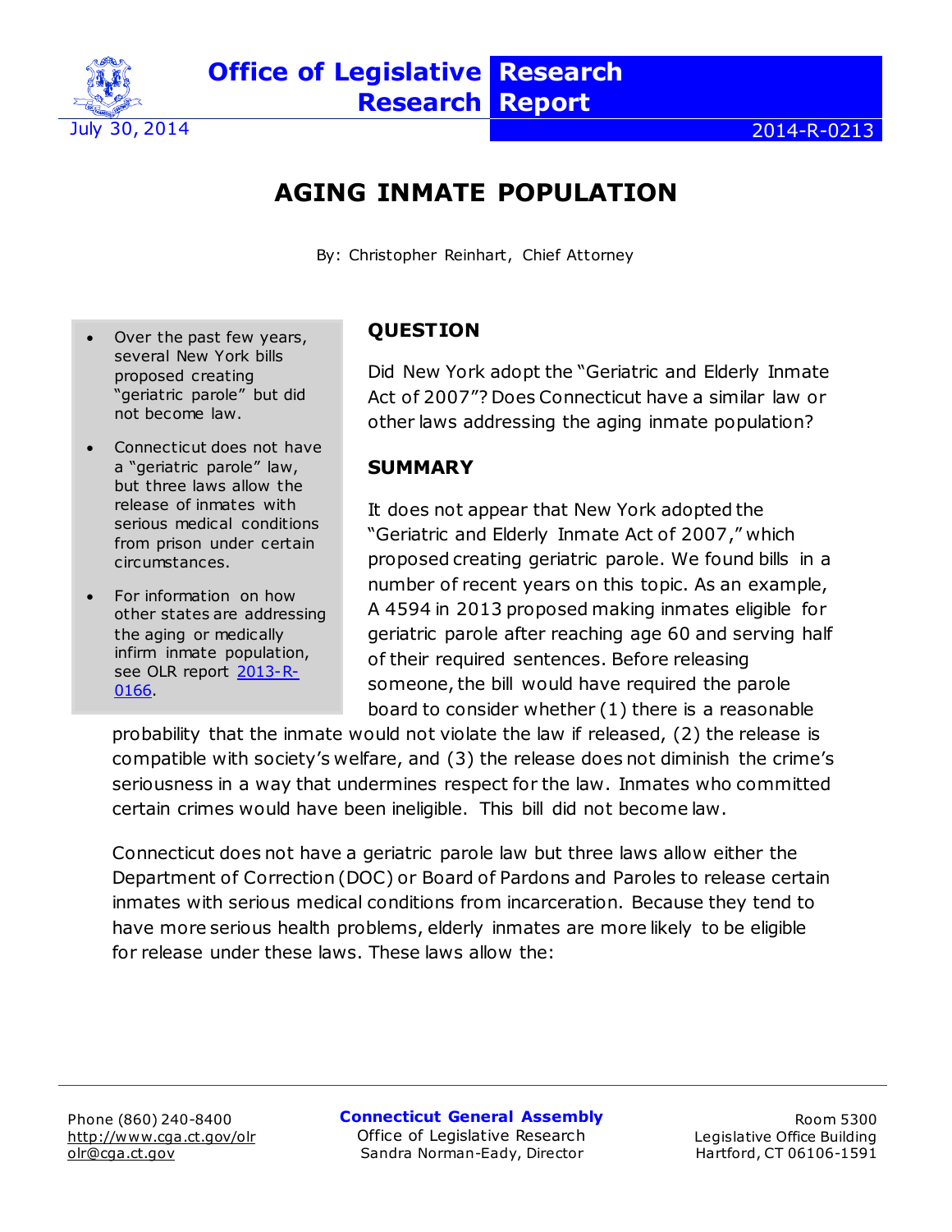Office of Legislative Research — Research Report

July 30, 2014 — 2014-R-0213

# AGING INMATE POPULATION

By: Christopher Reinhart, Chief Attorney

- Over the past few years, several New York bills proposed creating "geriatric parole" but did not become law.
- Connecticut does not have a "geriatric parole" law, but three laws allow the release of inmates with serious medical conditions from prison under certain circumstances.
- For information on how other states are addressing the aging or medically infirm inmate population, see OLR report [2013-R-0166](2013-R-0166).

## QUESTION

Did New York adopt the "Geriatric and Elderly Inmate Act of 2007"? Does Connecticut have a similar law or other laws addressing the aging inmate population?

## SUMMARY

It does not appear that New York adopted the "Geriatric and Elderly Inmate Act of 2007," which proposed creating geriatric parole. We found bills in a number of recent years on this topic. As an example, A 4594 in 2013 proposed making inmates eligible for geriatric parole after reaching age 60 and serving half of their required sentences. Before releasing someone, the bill would have required the parole board to consider whether (1) there is a reasonable probability that the inmate would not violate the law if released, (2) the release is compatible with society's welfare, and (3) the release does not diminish the crime's seriousness in a way that undermines respect for the law. Inmates who committed certain crimes would have been ineligible. This bill did not become law.

Connecticut does not have a geriatric parole law but three laws allow either the Department of Correction (DOC) or Board of Pardons and Paroles to release certain inmates with serious medical conditions from incarceration. Because they tend to have more serious health problems, elderly inmates are more likely to be eligible for release under these laws. These laws allow the: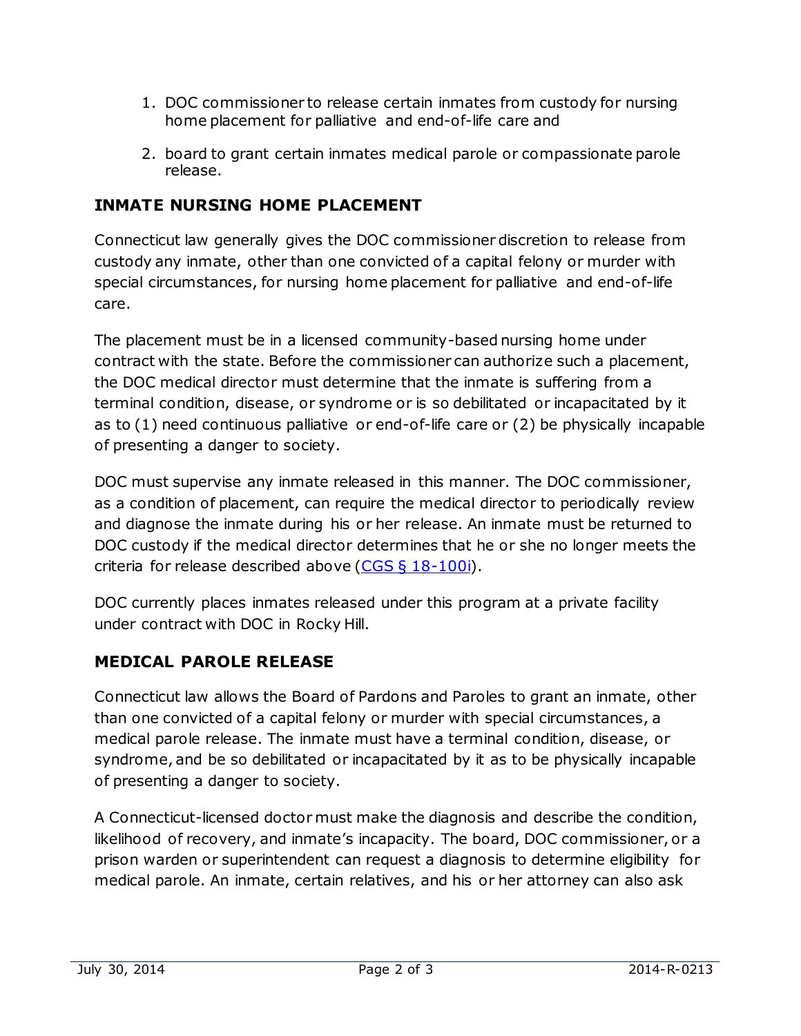1. DOC commissioner to release certain inmates from custody for nursing home placement for palliative and end-of-life care and

2. board to grant certain inmates medical parole or compassionate parole release.

## INMATE NURSING HOME PLACEMENT

Connecticut law generally gives the DOC commissioner discretion to release from custody any inmate, other than one convicted of a capital felony or murder with special circumstances, for nursing home placement for palliative and end-of-life care.

The placement must be in a licensed community-based nursing home under contract with the state. Before the commissioner can authorize such a placement, the DOC medical director must determine that the inmate is suffering from a terminal condition, disease, or syndrome or is so debilitated or incapacitated by it as to (1) need continuous palliative or end-of-life care or (2) be physically incapable of presenting a danger to society.

DOC must supervise any inmate released in this manner. The DOC commissioner, as a condition of placement, can require the medical director to periodically review and diagnose the inmate during his or her release. An inmate must be returned to DOC custody if the medical director determines that he or she no longer meets the criteria for release described above (CGS § 18-100i).

DOC currently places inmates released under this program at a private facility under contract with DOC in Rocky Hill.

## MEDICAL PAROLE RELEASE

Connecticut law allows the Board of Pardons and Paroles to grant an inmate, other than one convicted of a capital felony or murder with special circumstances, a medical parole release. The inmate must have a terminal condition, disease, or syndrome, and be so debilitated or incapacitated by it as to be physically incapable of presenting a danger to society.

A Connecticut-licensed doctor must make the diagnosis and describe the condition, likelihood of recovery, and inmate's incapacity. The board, DOC commissioner, or a prison warden or superintendent can request a diagnosis to determine eligibility for medical parole. An inmate, certain relatives, and his or her attorney can also ask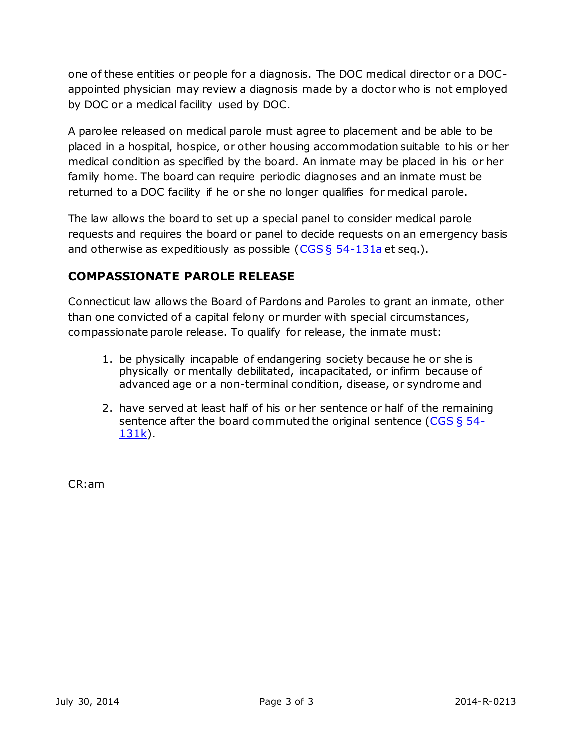one of these entities or people for a diagnosis. The DOC medical director or a DOC-appointed physician may review a diagnosis made by a doctor who is not employed by DOC or a medical facility used by DOC.

A parolee released on medical parole must agree to placement and be able to be placed in a hospital, hospice, or other housing accommodation suitable to his or her medical condition as specified by the board. An inmate may be placed in his or her family home. The board can require periodic diagnoses and an inmate must be returned to a DOC facility if he or she no longer qualifies for medical parole.

The law allows the board to set up a special panel to consider medical parole requests and requires the board or panel to decide requests on an emergency basis and otherwise as expeditiously as possible (CGS § 54-131a et seq.).

## COMPASSIONATE PAROLE RELEASE

Connecticut law allows the Board of Pardons and Paroles to grant an inmate, other than one convicted of a capital felony or murder with special circumstances, compassionate parole release. To qualify for release, the inmate must:

1. be physically incapable of endangering society because he or she is physically or mentally debilitated, incapacitated, or infirm because of advanced age or a non-terminal condition, disease, or syndrome and
2. have served at least half of his or her sentence or half of the remaining sentence after the board commuted the original sentence (CGS § 54-131k).

CR:am